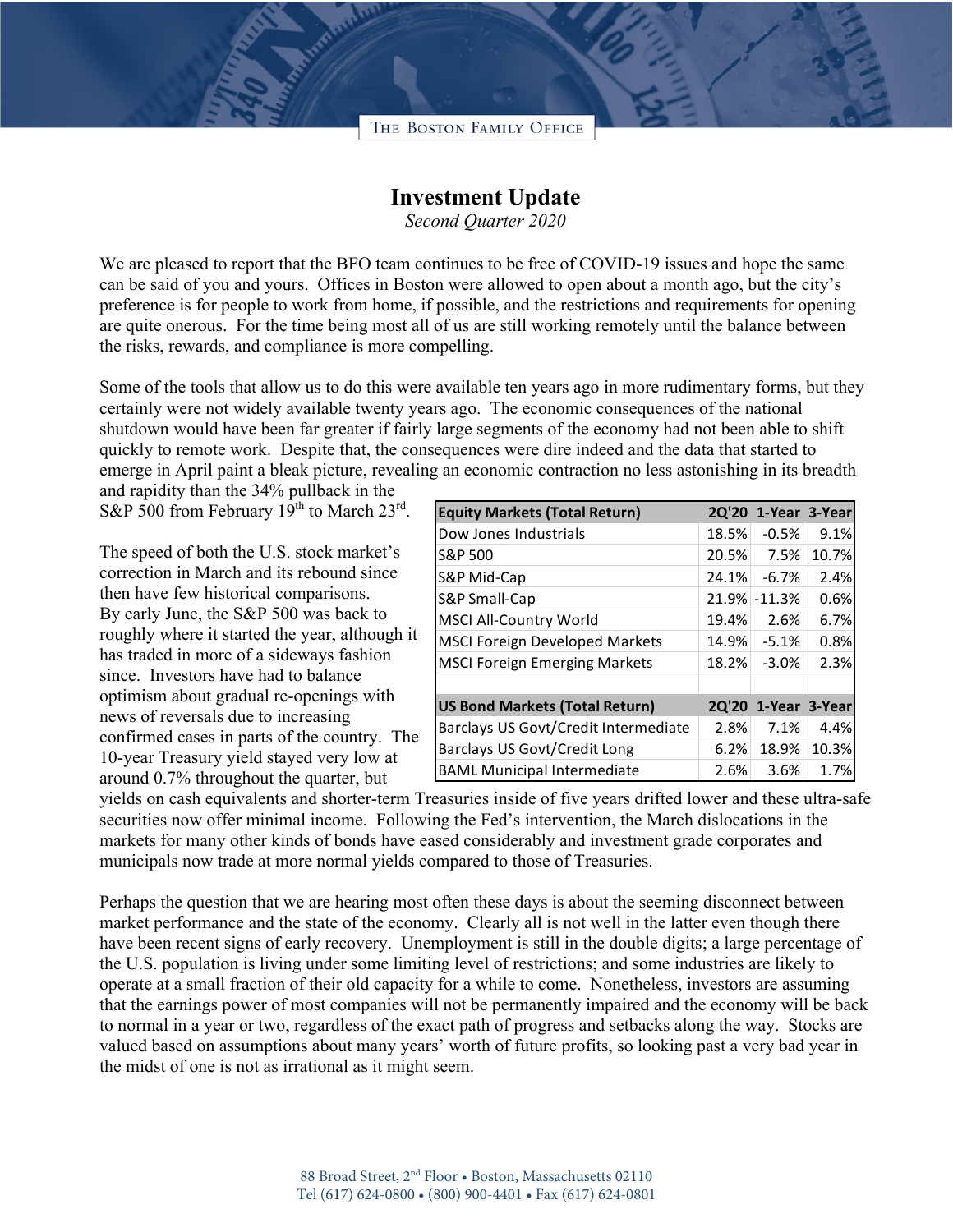THE BOSTON FAMILY OFFICE

# Investment Update

*Second Quarter 2020*

We are pleased to report that the BFO team continues to be free of COVID-19 issues and hope the same can be said of you and yours. Offices in Boston were allowed to open about a month ago, but the city's preference is for people to work from home, if possible, and the restrictions and requirements for opening are quite onerous. For the time being most all of us are still working remotely until the balance between the risks, rewards, and compliance is more compelling.

Some of the tools that allow us to do this were available ten years ago in more rudimentary forms, but they certainly were not widely available twenty years ago. The economic consequences of the national shutdown would have been far greater if fairly large segments of the economy had not been able to shift quickly to remote work. Despite that, the consequences were dire indeed and the data that started to emerge in April paint a bleak picture, revealing an economic contraction no less astonishing in its breadth and rapidity than the 34% pullback in the S&P 500 from February 19th to March 23rd.

| Equity Markets (Total Return) | 2Q'20 | 1-Year | 3-Year |
|---|---|---|---|
| Dow Jones Industrials | 18.5% | -0.5% | 9.1% |
| S&P 500 | 20.5% | 7.5% | 10.7% |
| S&P Mid-Cap | 24.1% | -6.7% | 2.4% |
| S&P Small-Cap | 21.9% | -11.3% | 0.6% |
| MSCI All-Country World | 19.4% | 2.6% | 6.7% |
| MSCI Foreign Developed Markets | 14.9% | -5.1% | 0.8% |
| MSCI Foreign Emerging Markets | 18.2% | -3.0% | 2.3% |
| | | | |
| **US Bond Markets (Total Return)** | **2Q'20** | **1-Year** | **3-Year** |
| Barclays US Govt/Credit Intermediate | 2.8% | 7.1% | 4.4% |
| Barclays US Govt/Credit Long | 6.2% | 18.9% | 10.3% |
| BAML Municipal Intermediate | 2.6% | 3.6% | 1.7% |

The speed of both the U.S. stock market's correction in March and its rebound since then have few historical comparisons. By early June, the S&P 500 was back to roughly where it started the year, although it has traded in more of a sideways fashion since. Investors have had to balance optimism about gradual re-openings with news of reversals due to increasing confirmed cases in parts of the country. The 10-year Treasury yield stayed very low at around 0.7% throughout the quarter, but yields on cash equivalents and shorter-term Treasuries inside of five years drifted lower and these ultra-safe securities now offer minimal income. Following the Fed's intervention, the March dislocations in the markets for many other kinds of bonds have eased considerably and investment grade corporates and municipals now trade at more normal yields compared to those of Treasuries.

Perhaps the question that we are hearing most often these days is about the seeming disconnect between market performance and the state of the economy. Clearly all is not well in the latter even though there have been recent signs of early recovery. Unemployment is still in the double digits; a large percentage of the U.S. population is living under some limiting level of restrictions; and some industries are likely to operate at a small fraction of their old capacity for a while to come. Nonetheless, investors are assuming that the earnings power of most companies will not be permanently impaired and the economy will be back to normal in a year or two, regardless of the exact path of progress and setbacks along the way. Stocks are valued based on assumptions about many years' worth of future profits, so looking past a very bad year in the midst of one is not as irrational as it might seem.

88 Broad Street, 2nd Floor • Boston, Massachusetts 02110
Tel (617) 624-0800 • (800) 900-4401 • Fax (617) 624-0801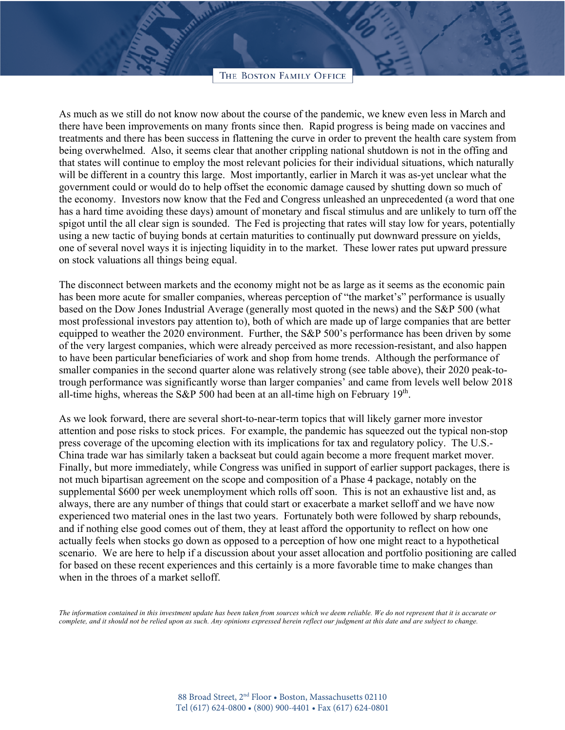As much as we still do not know now about the course of the pandemic, we knew even less in March and there have been improvements on many fronts since then. Rapid progress is being made on vaccines and treatments and there has been success in flattening the curve in order to prevent the health care system from being overwhelmed. Also, it seems clear that another crippling national shutdown is not in the offing and that states will continue to employ the most relevant policies for their individual situations, which naturally will be different in a country this large. Most importantly, earlier in March it was as-yet unclear what the government could or would do to help offset the economic damage caused by shutting down so much of the economy. Investors now know that the Fed and Congress unleashed an unprecedented (a word that one has a hard time avoiding these days) amount of monetary and fiscal stimulus and are unlikely to turn off the spigot until the all clear sign is sounded. The Fed is projecting that rates will stay low for years, potentially using a new tactic of buying bonds at certain maturities to continually put downward pressure on yields, one of several novel ways it is injecting liquidity in to the market. These lower rates put upward pressure on stock valuations all things being equal.

The disconnect between markets and the economy might not be as large as it seems as the economic pain has been more acute for smaller companies, whereas perception of "the market's" performance is usually based on the Dow Jones Industrial Average (generally most quoted in the news) and the S&P 500 (what most professional investors pay attention to), both of which are made up of large companies that are better equipped to weather the 2020 environment. Further, the S&P 500's performance has been driven by some of the very largest companies, which were already perceived as more recession-resistant, and also happen to have been particular beneficiaries of work and shop from home trends. Although the performance of smaller companies in the second quarter alone was relatively strong (see table above), their 2020 peak-to-trough performance was significantly worse than larger companies' and came from levels well below 2018 all-time highs, whereas the S&P 500 had been at an all-time high on February 19th.

As we look forward, there are several short-to-near-term topics that will likely garner more investor attention and pose risks to stock prices. For example, the pandemic has squeezed out the typical non-stop press coverage of the upcoming election with its implications for tax and regulatory policy. The U.S.-China trade war has similarly taken a backseat but could again become a more frequent market mover. Finally, but more immediately, while Congress was unified in support of earlier support packages, there is not much bipartisan agreement on the scope and composition of a Phase 4 package, notably on the supplemental $600 per week unemployment which rolls off soon. This is not an exhaustive list and, as always, there are any number of things that could start or exacerbate a market selloff and we have now experienced two material ones in the last two years. Fortunately both were followed by sharp rebounds, and if nothing else good comes out of them, they at least afford the opportunity to reflect on how one actually feels when stocks go down as opposed to a perception of how one might react to a hypothetical scenario. We are here to help if a discussion about your asset allocation and portfolio positioning are called for based on these recent experiences and this certainly is a more favorable time to make changes than when in the throes of a market selloff.

*The information contained in this investment update has been taken from sources which we deem reliable. We do not represent that it is accurate or complete, and it should not be relied upon as such. Any opinions expressed herein reflect our judgment at this date and are subject to change.*